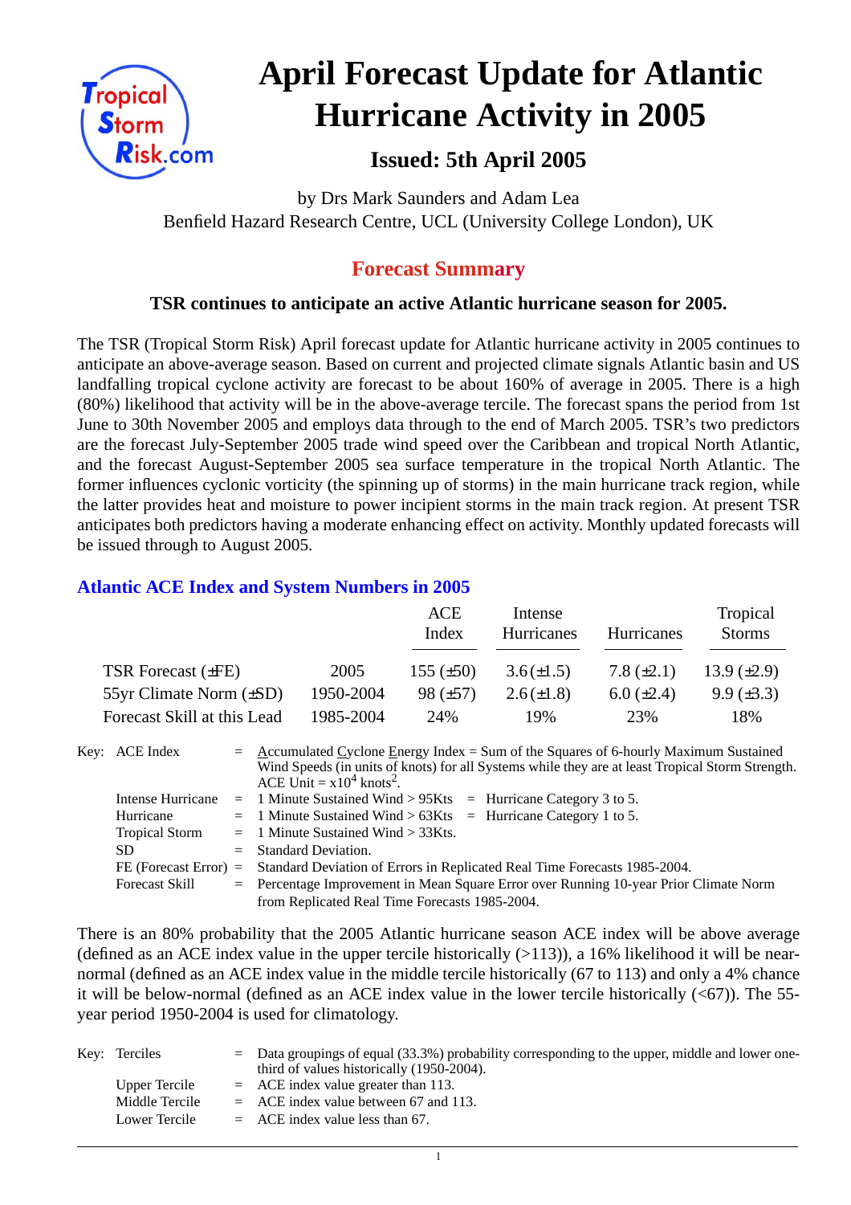# April Forecast Update for Atlantic Hurricane Activity in 2005

## Issued: 5th April 2005

by Drs Mark Saunders and Adam Lea
Benfield Hazard Research Centre, UCL (University College London), UK

## Forecast Summary

**TSR continues to anticipate an active Atlantic hurricane season for 2005.**

The TSR (Tropical Storm Risk) April forecast update for Atlantic hurricane activity in 2005 continues to anticipate an above-average season. Based on current and projected climate signals Atlantic basin and US landfalling tropical cyclone activity are forecast to be about 160% of average in 2005. There is a high (80%) likelihood that activity will be in the above-average tercile. The forecast spans the period from 1st June to 30th November 2005 and employs data through to the end of March 2005. TSR's two predictors are the forecast July-September 2005 trade wind speed over the Caribbean and tropical North Atlantic, and the forecast August-September 2005 sea surface temperature in the tropical North Atlantic. The former influences cyclonic vorticity (the spinning up of storms) in the main hurricane track region, while the latter provides heat and moisture to power incipient storms in the main track region. At present TSR anticipates both predictors having a moderate enhancing effect on activity. Monthly updated forecasts will be issued through to August 2005.

### Atlantic ACE Index and System Numbers in 2005

| | | ACE Index | Intense Hurricanes | Hurricanes | Tropical Storms |
|---|---|---|---|---|---|
| TSR Forecast (±FE) | 2005 | 155 (±50) | 3.6 (±1.5) | 7.8 (±2.1) | 13.9 (±2.9) |
| 55yr Climate Norm (±SD) | 1950-2004 | 98 (±57) | 2.6 (±1.8) | 6.0 (±2.4) | 9.9 (±3.3) |
| Forecast Skill at this Lead | 1985-2004 | 24% | 19% | 23% | 18% |

Key:
- ACE Index = Accumulated Cyclone Energy Index = Sum of the Squares of 6-hourly Maximum Sustained Wind Speeds (in units of knots) for all Systems while they are at least Tropical Storm Strength. ACE Unit = $x10^4$ knots$^2$.
- Intense Hurricane = 1 Minute Sustained Wind > 95Kts = Hurricane Category 3 to 5.
- Hurricane = 1 Minute Sustained Wind > 63Kts = Hurricane Category 1 to 5.
- Tropical Storm = 1 Minute Sustained Wind > 33Kts.
- SD = Standard Deviation.
- FE (Forecast Error) = Standard Deviation of Errors in Replicated Real Time Forecasts 1985-2004.
- Forecast Skill = Percentage Improvement in Mean Square Error over Running 10-year Prior Climate Norm from Replicated Real Time Forecasts 1985-2004.

There is an 80% probability that the 2005 Atlantic hurricane season ACE index will be above average (defined as an ACE index value in the upper tercile historically (>113)), a 16% likelihood it will be near-normal (defined as an ACE index value in the middle tercile historically (67 to 113) and only a 4% chance it will be below-normal (defined as an ACE index value in the lower tercile historically (<67)). The 55-year period 1950-2004 is used for climatology.

Key:
- Terciles = Data groupings of equal (33.3%) probability corresponding to the upper, middle and lower one-third of values historically (1950-2004).
- Upper Tercile = ACE index value greater than 113.
- Middle Tercile = ACE index value between 67 and 113.
- Lower Tercile = ACE index value less than 67.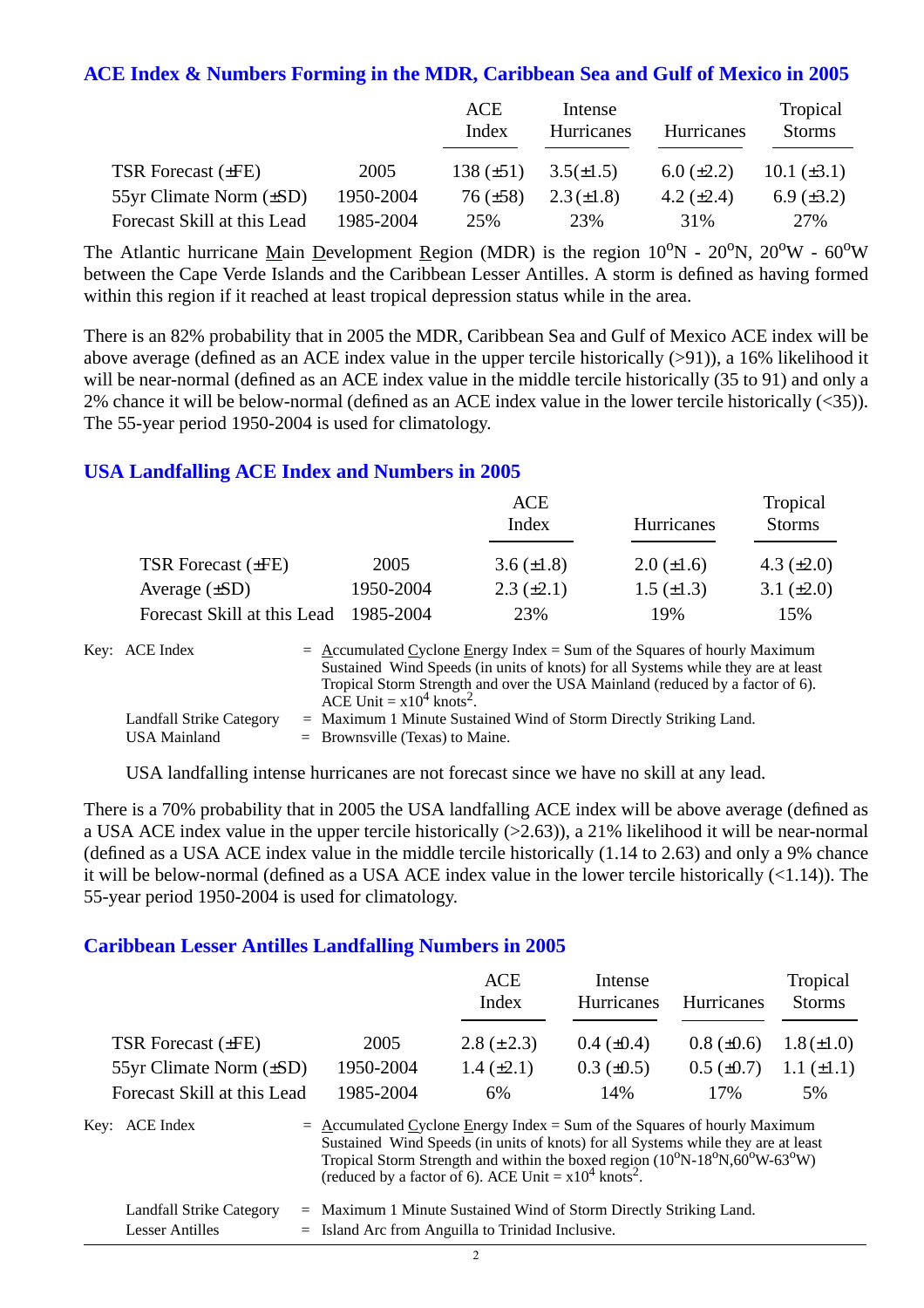## ACE Index & Numbers Forming in the MDR, Caribbean Sea and Gulf of Mexico in 2005

| | | ACE Index | Intense Hurricanes | Hurricanes | Tropical Storms |
|---|---|---|---|---|---|
| TSR Forecast (±FE) | 2005 | 138 (±51) | 3.5(±1.5) | 6.0 (±2.2) | 10.1 (±3.1) |
| 55yr Climate Norm (±SD) | 1950-2004 | 76 (±58) | 2.3 (±1.8) | 4.2 (±2.4) | 6.9 (±3.2) |
| Forecast Skill at this Lead | 1985-2004 | 25% | 23% | 31% | 27% |

The Atlantic hurricane Main Development Region (MDR) is the region 10°N - 20°N, 20°W - 60°W between the Cape Verde Islands and the Caribbean Lesser Antilles. A storm is defined as having formed within this region if it reached at least tropical depression status while in the area.

There is an 82% probability that in 2005 the MDR, Caribbean Sea and Gulf of Mexico ACE index will be above average (defined as an ACE index value in the upper tercile historically (>91)), a 16% likelihood it will be near-normal (defined as an ACE index value in the middle tercile historically (35 to 91) and only a 2% chance it will be below-normal (defined as an ACE index value in the lower tercile historically (<35)). The 55-year period 1950-2004 is used for climatology.

## USA Landfalling ACE Index and Numbers in 2005

| | | ACE Index | Hurricanes | Tropical Storms |
|---|---|---|---|---|
| TSR Forecast (±FE) | 2005 | 3.6 (±1.8) | 2.0 (±1.6) | 4.3 (±2.0) |
| Average (±SD) | 1950-2004 | 2.3 (±2.1) | 1.5 (±1.3) | 3.1 (±2.0) |
| Forecast Skill at this Lead | 1985-2004 | 23% | 19% | 15% |

Key: ACE Index = Accumulated Cyclone Energy Index = Sum of the Squares of hourly Maximum Sustained Wind Speeds (in units of knots) for all Systems while they are at least Tropical Storm Strength and over the USA Mainland (reduced by a factor of 6). ACE Unit = $x10^4$ knots$^2$.

Landfall Strike Category = Maximum 1 Minute Sustained Wind of Storm Directly Striking Land.

USA Mainland = Brownsville (Texas) to Maine.

USA landfalling intense hurricanes are not forecast since we have no skill at any lead.

There is a 70% probability that in 2005 the USA landfalling ACE index will be above average (defined as a USA ACE index value in the upper tercile historically (>2.63)), a 21% likelihood it will be near-normal (defined as a USA ACE index value in the middle tercile historically (1.14 to 2.63) and only a 9% chance it will be below-normal (defined as a USA ACE index value in the lower tercile historically (<1.14)). The 55-year period 1950-2004 is used for climatology.

## Caribbean Lesser Antilles Landfalling Numbers in 2005

| | | ACE Index | Intense Hurricanes | Hurricanes | Tropical Storms |
|---|---|---|---|---|---|
| TSR Forecast (±FE) | 2005 | 2.8 (±2.3) | 0.4 (±0.4) | 0.8 (±0.6) | 1.8 (±1.0) |
| 55yr Climate Norm (±SD) | 1950-2004 | 1.4 (±2.1) | 0.3 (±0.5) | 0.5 (±0.7) | 1.1 (±1.1) |
| Forecast Skill at this Lead | 1985-2004 | 6% | 14% | 17% | 5% |

Key: ACE Index = Accumulated Cyclone Energy Index = Sum of the Squares of hourly Maximum Sustained Wind Speeds (in units of knots) for all Systems while they are at least Tropical Storm Strength and within the boxed region (10°N-18°N,60°W-63°W) (reduced by a factor of 6). ACE Unit = $x10^4$ knots$^2$.

Landfall Strike Category = Maximum 1 Minute Sustained Wind of Storm Directly Striking Land.

Lesser Antilles = Island Arc from Anguilla to Trinidad Inclusive.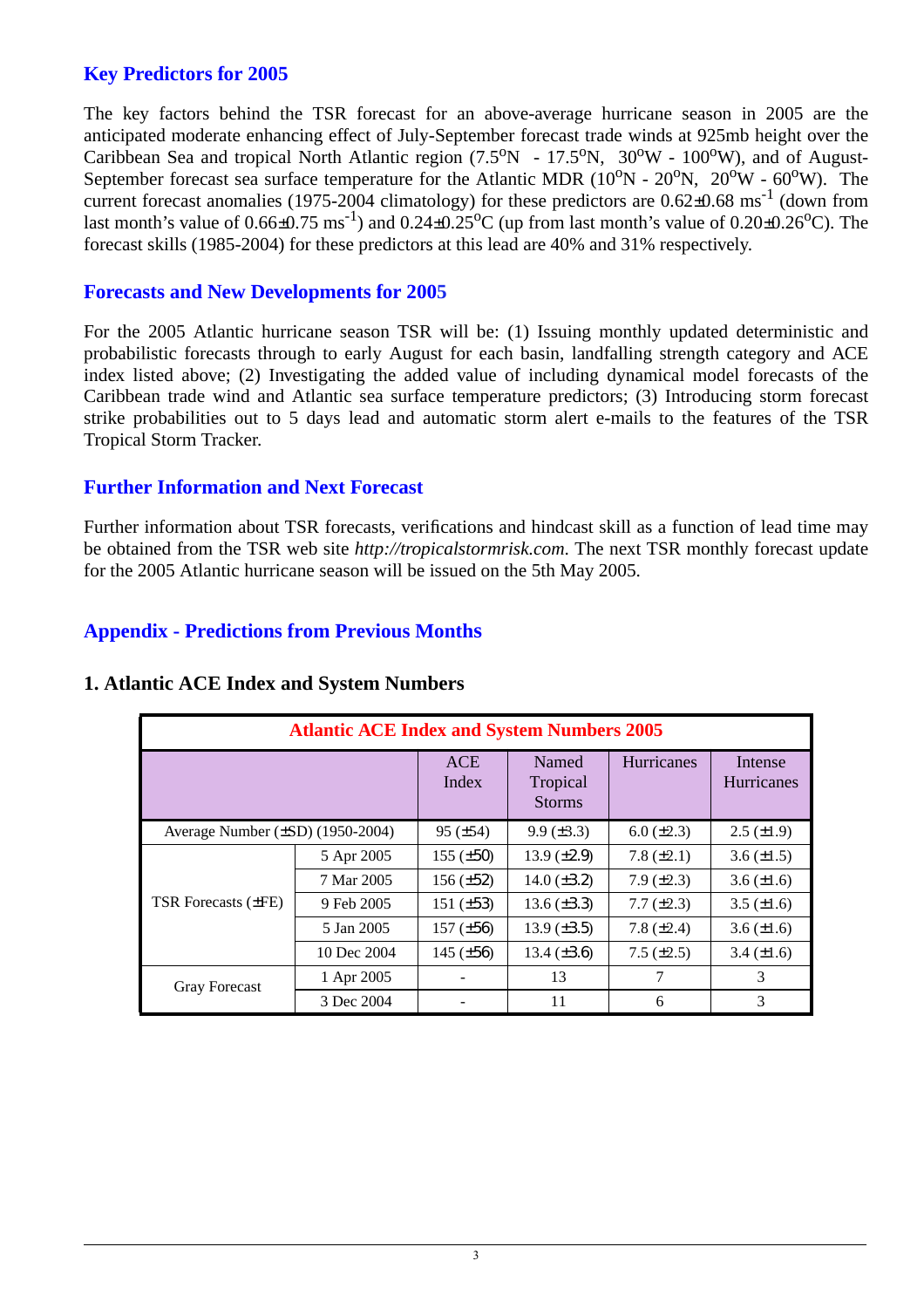## Key Predictors for 2005

The key factors behind the TSR forecast for an above-average hurricane season in 2005 are the anticipated moderate enhancing effect of July-September forecast trade winds at 925mb height over the Caribbean Sea and tropical North Atlantic region (7.5$^{o}$N - 17.5$^{o}$N, 30$^{o}$W - 100$^{o}$W), and of August-September forecast sea surface temperature for the Atlantic MDR (10$^{o}$N - 20$^{o}$N, 20$^{o}$W - 60$^{o}$W). The current forecast anomalies (1975-2004 climatology) for these predictors are 0.62±0.68 ms$^{-1}$ (down from last month's value of 0.66±0.75 ms$^{-1}$) and 0.24±0.25$^{o}$C (up from last month's value of 0.20±0.26$^{o}$C). The forecast skills (1985-2004) for these predictors at this lead are 40% and 31% respectively.

## Forecasts and New Developments for 2005

For the 2005 Atlantic hurricane season TSR will be: (1) Issuing monthly updated deterministic and probabilistic forecasts through to early August for each basin, landfalling strength category and ACE index listed above; (2) Investigating the added value of including dynamical model forecasts of the Caribbean trade wind and Atlantic sea surface temperature predictors; (3) Introducing storm forecast strike probabilities out to 5 days lead and automatic storm alert e-mails to the features of the TSR Tropical Storm Tracker.

## Further Information and Next Forecast

Further information about TSR forecasts, verifications and hindcast skill as a function of lead time may be obtained from the TSR web site *http://tropicalstormrisk.com*. The next TSR monthly forecast update for the 2005 Atlantic hurricane season will be issued on the 5th May 2005.

## Appendix - Predictions from Previous Months

### 1. Atlantic ACE Index and System Numbers

| Atlantic ACE Index and System Numbers 2005 | | | | | |
|---|---|---|---|---|---|
| | | ACE Index | Named Tropical Storms | Hurricanes | Intense Hurricanes |
| Average Number (±SD) (1950-2004) | | 95 (±54) | 9.9 (±3.3) | 6.0 (±2.3) | 2.5 (±1.9) |
| TSR Forecasts (±FE) | 5 Apr 2005 | 155 (±50) | 13.9 (±2.9) | 7.8 (±2.1) | 3.6 (±1.5) |
| | 7 Mar 2005 | 156 (±52) | 14.0 (±3.2) | 7.9 (±2.3) | 3.6 (±1.6) |
| | 9 Feb 2005 | 151 (±53) | 13.6 (±3.3) | 7.7 (±2.3) | 3.5 (±1.6) |
| | 5 Jan 2005 | 157 (±56) | 13.9 (±3.5) | 7.8 (±2.4) | 3.6 (±1.6) |
| | 10 Dec 2004 | 145 (±56) | 13.4 (±3.6) | 7.5 (±2.5) | 3.4 (±1.6) |
| Gray Forecast | 1 Apr 2005 | - | 13 | 7 | 3 |
| | 3 Dec 2004 | - | 11 | 6 | 3 |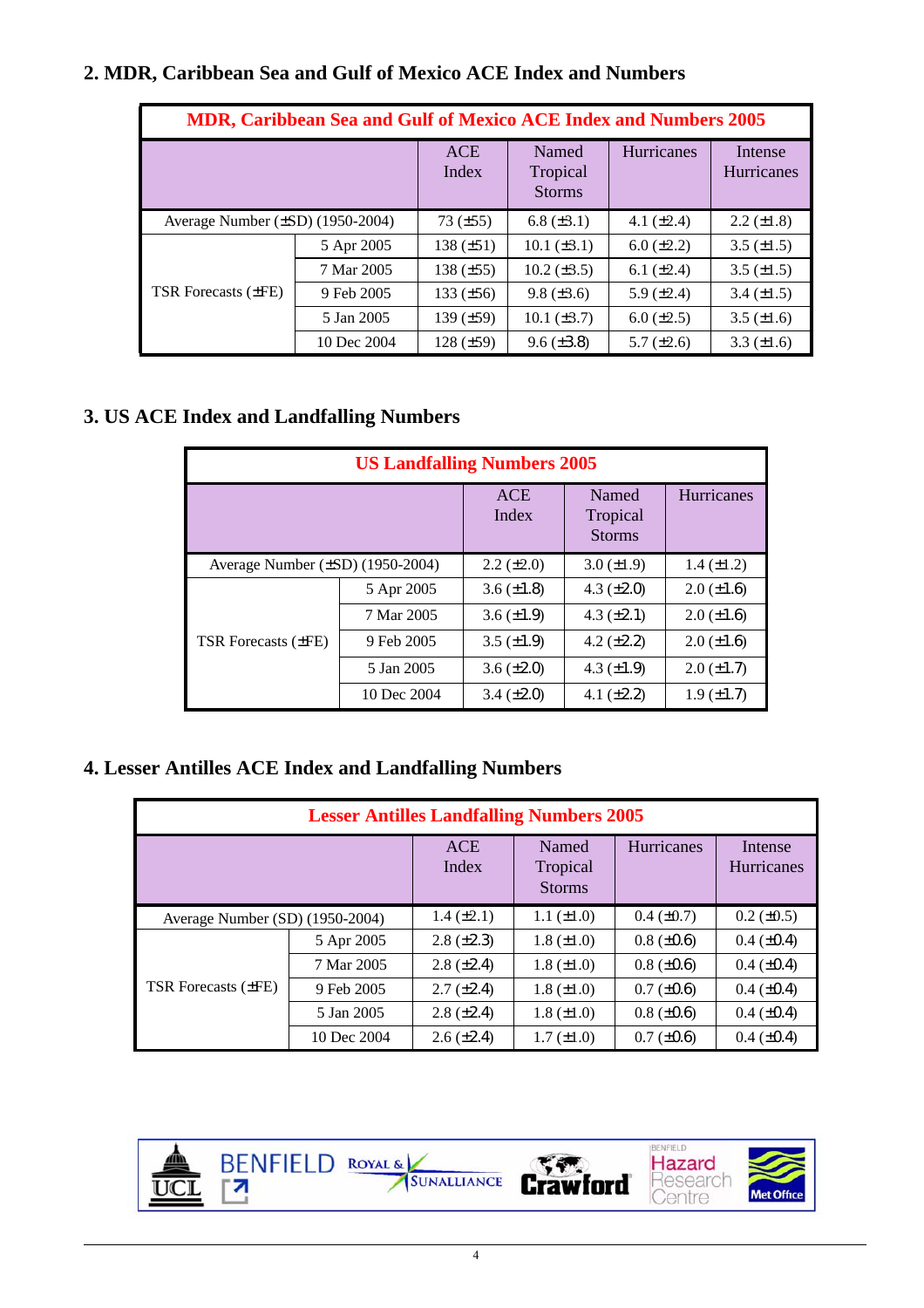## 2. MDR, Caribbean Sea and Gulf of Mexico ACE Index and Numbers

| MDR, Caribbean Sea and Gulf of Mexico ACE Index and Numbers 2005 | | | | | |
|---|---|---|---|---|---|
| | | ACE Index | Named Tropical Storms | Hurricanes | Intense Hurricanes |
| Average Number (±SD) (1950-2004) | | 73 (±55) | 6.8 (±3.1) | 4.1 (±2.4) | 2.2 (±1.8) |
| TSR Forecasts (±FE) | 5 Apr 2005 | 138 (±51) | 10.1 (±3.1) | 6.0 (±2.2) | 3.5 (±1.5) |
| | 7 Mar 2005 | 138 (±55) | 10.2 (±3.5) | 6.1 (±2.4) | 3.5 (±1.5) |
| | 9 Feb 2005 | 133 (±56) | 9.8 (±3.6) | 5.9 (±2.4) | 3.4 (±1.5) |
| | 5 Jan 2005 | 139 (±59) | 10.1 (±3.7) | 6.0 (±2.5) | 3.5 (±1.6) |
| | 10 Dec 2004 | 128 (±59) | 9.6 (±3.8) | 5.7 (±2.6) | 3.3 (±1.6) |

## 3. US ACE Index and Landfalling Numbers

| US Landfalling Numbers 2005 | | | | |
|---|---|---|---|---|
| | | ACE Index | Named Tropical Storms | Hurricanes |
| Average Number (±SD) (1950-2004) | | 2.2 (±2.0) | 3.0 (±1.9) | 1.4 (±1.2) |
| TSR Forecasts (±FE) | 5 Apr 2005 | 3.6 (±1.8) | 4.3 (±2.0) | 2.0 (±1.6) |
| | 7 Mar 2005 | 3.6 (±1.9) | 4.3 (±2.1) | 2.0 (±1.6) |
| | 9 Feb 2005 | 3.5 (±1.9) | 4.2 (±2.2) | 2.0 (±1.6) |
| | 5 Jan 2005 | 3.6 (±2.0) | 4.3 (±1.9) | 2.0 (±1.7) |
| | 10 Dec 2004 | 3.4 (±2.0) | 4.1 (±2.2) | 1.9 (±1.7) |

## 4. Lesser Antilles ACE Index and Landfalling Numbers

| Lesser Antilles Landfalling Numbers 2005 | | | | | |
|---|---|---|---|---|---|
| | | ACE Index | Named Tropical Storms | Hurricanes | Intense Hurricanes |
| Average Number (SD) (1950-2004) | | 1.4 (±2.1) | 1.1 (±1.0) | 0.4 (±0.7) | 0.2 (±0.5) |
| TSR Forecasts (±FE) | 5 Apr 2005 | 2.8 (±2.3) | 1.8 (±1.0) | 0.8 (±0.6) | 0.4 (±0.4) |
| | 7 Mar 2005 | 2.8 (±2.4) | 1.8 (±1.0) | 0.8 (±0.6) | 0.4 (±0.4) |
| | 9 Feb 2005 | 2.7 (±2.4) | 1.8 (±1.0) | 0.7 (±0.6) | 0.4 (±0.4) |
| | 5 Jan 2005 | 2.8 (±2.4) | 1.8 (±1.0) | 0.8 (±0.6) | 0.4 (±0.4) |
| | 10 Dec 2004 | 2.6 (±2.4) | 1.7 (±1.0) | 0.7 (±0.6) | 0.4 (±0.4) |

UCL BENFIELD ROYAL & SUNALLIANCE Crawford BENFIELD Hazard Research Centre Met Office